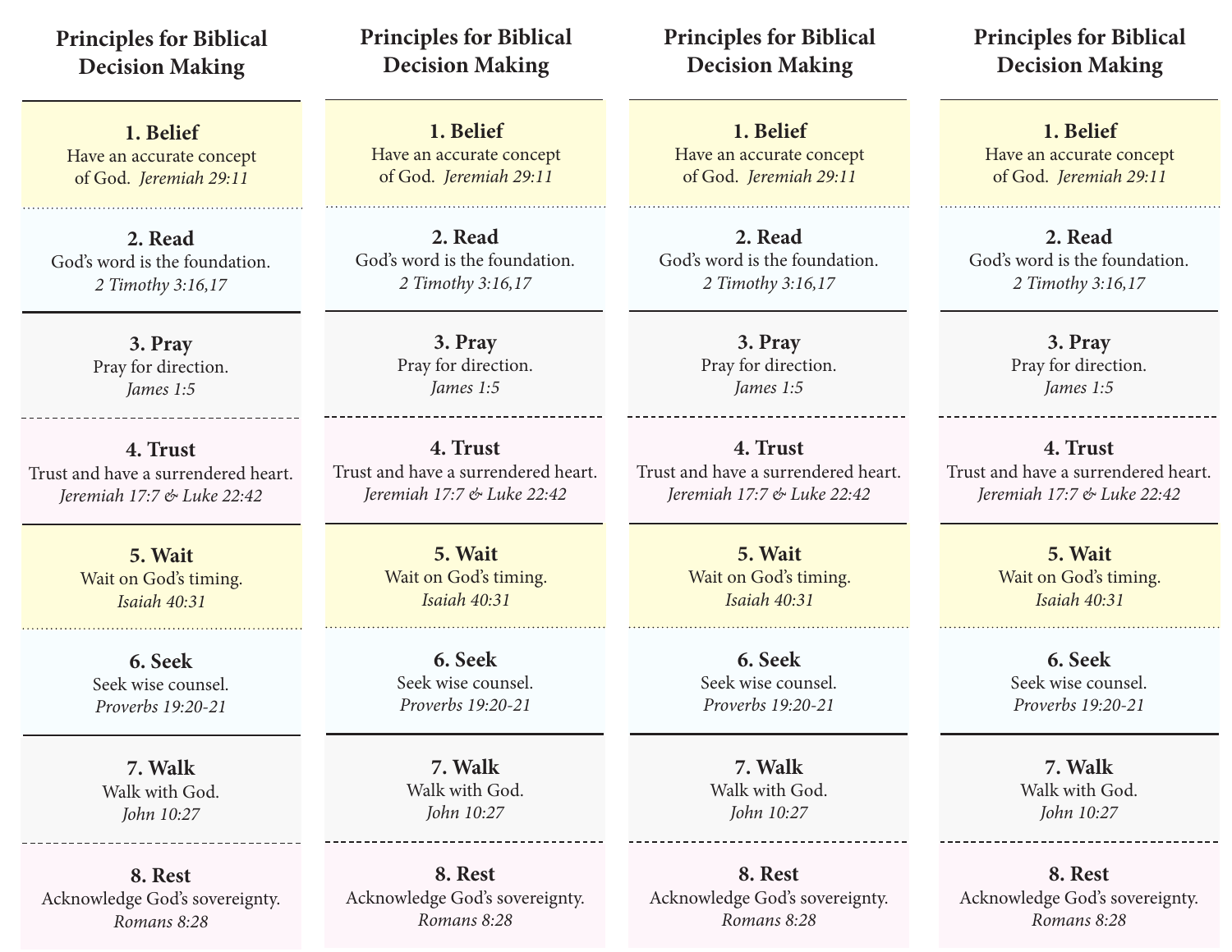## Principles for Biblical Decision Making

**1. Belief**
Have an accurate concept of God. *Jeremiah 29:11*

**2. Read**
God's word is the foundation.
*2 Timothy 3:16,17*

**3. Pray**
Pray for direction.
*James 1:5*

**4. Trust**
Trust and have a surrendered heart.
*Jeremiah 17:7 & Luke 22:42*

**5. Wait**
Wait on God's timing.
*Isaiah 40:31*

**6. Seek**
Seek wise counsel.
*Proverbs 19:20-21*

**7. Walk**
Walk with God.
*John 10:27*

**8. Rest**
Acknowledge God's sovereignty.
*Romans 8:28*

## Principles for Biblical Decision Making

**1. Belief**
Have an accurate concept of God. *Jeremiah 29:11*

**2. Read**
God's word is the foundation.
*2 Timothy 3:16,17*

**3. Pray**
Pray for direction.
*James 1:5*

**4. Trust**
Trust and have a surrendered heart.
*Jeremiah 17:7 & Luke 22:42*

**5. Wait**
Wait on God's timing.
*Isaiah 40:31*

**6. Seek**
Seek wise counsel.
*Proverbs 19:20-21*

**7. Walk**
Walk with God.
*John 10:27*

**8. Rest**
Acknowledge God's sovereignty.
*Romans 8:28*

## Principles for Biblical Decision Making

**1. Belief**
Have an accurate concept of God. *Jeremiah 29:11*

**2. Read**
God's word is the foundation.
*2 Timothy 3:16,17*

**3. Pray**
Pray for direction.
*James 1:5*

**4. Trust**
Trust and have a surrendered heart.
*Jeremiah 17:7 & Luke 22:42*

**5. Wait**
Wait on God's timing.
*Isaiah 40:31*

**6. Seek**
Seek wise counsel.
*Proverbs 19:20-21*

**7. Walk**
Walk with God.
*John 10:27*

**8. Rest**
Acknowledge God's sovereignty.
*Romans 8:28*

## Principles for Biblical Decision Making

**1. Belief**
Have an accurate concept of God. *Jeremiah 29:11*

**2. Read**
God's word is the foundation.
*2 Timothy 3:16,17*

**3. Pray**
Pray for direction.
*James 1:5*

**4. Trust**
Trust and have a surrendered heart.
*Jeremiah 17:7 & Luke 22:42*

**5. Wait**
Wait on God's timing.
*Isaiah 40:31*

**6. Seek**
Seek wise counsel.
*Proverbs 19:20-21*

**7. Walk**
Walk with God.
*John 10:27*

**8. Rest**
Acknowledge God's sovereignty.
*Romans 8:28*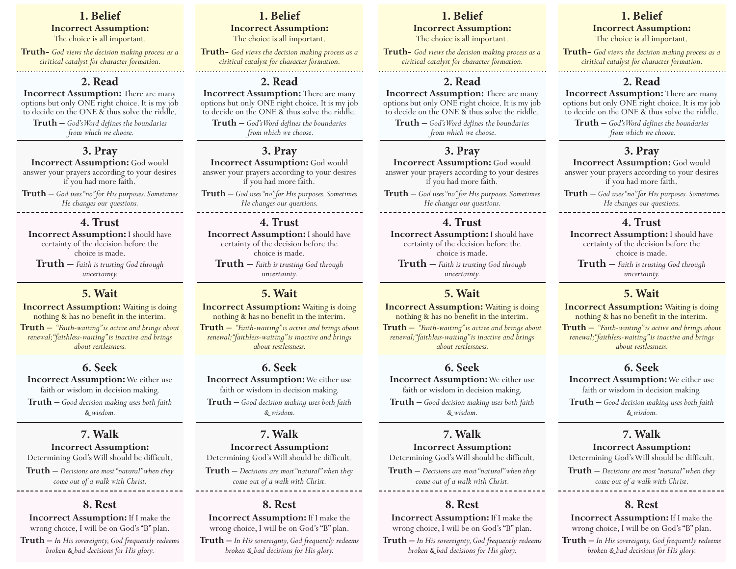## 1. Belief

**Incorrect Assumption:** The choice is all important.

**Truth–** *God views the decision making process as a ciritical catalyst for character formation.*

## 2. Read

**Incorrect Assumption:** There are many options but only ONE right choice. It is my job to decide on the ONE & thus solve the riddle.

**Truth –** *God's Word defines the boundaries from which we choose.*

## 3. Pray

**Incorrect Assumption:** God would answer your prayers according to your desires if you had more faith.

**Truth –** *God uses "no" for His purposes. Sometimes He changes our questions.*

## 4. Trust

**Incorrect Assumption:** I should have certainty of the decision before the choice is made.

**Truth –** *Faith is trusting God through uncertainty.*

## 5. Wait

**Incorrect Assumption:** Waiting is doing nothing & has no benefit in the interim.

**Truth –** *"Faith-waiting" is active and brings about renewal; "faithless-waiting" is inactive and brings about restlessness.*

## 6. Seek

**Incorrect Assumption:** We either use faith or wisdom in decision making.

**Truth –** *Good decision making uses both faith & wisdom.*

## 7. Walk

**Incorrect Assumption:** Determining God's Will should be difficult.

**Truth –** *Decisions are most "natural" when they come out of a walk with Christ.*

## 8. Rest

**Incorrect Assumption:** If I make the wrong choice, I will be on God's "B" plan.

**Truth –** *In His sovereignty, God frequently redeems broken & bad decisions for His glory.*

---

## 1. Belief

**Incorrect Assumption:** The choice is all important.

**Truth–** *God views the decision making process as a ciritical catalyst for character formation.*

## 2. Read

**Incorrect Assumption:** There are many options but only ONE right choice. It is my job to decide on the ONE & thus solve the riddle.

**Truth –** *God's Word defines the boundaries from which we choose.*

## 3. Pray

**Incorrect Assumption:** God would answer your prayers according to your desires if you had more faith.

**Truth –** *God uses "no" for His purposes. Sometimes He changes our questions.*

## 4. Trust

**Incorrect Assumption:** I should have certainty of the decision before the choice is made.

**Truth –** *Faith is trusting God through uncertainty.*

## 5. Wait

**Incorrect Assumption:** Waiting is doing nothing & has no benefit in the interim.

**Truth –** *"Faith-waiting" is active and brings about renewal; "faithless-waiting" is inactive and brings about restlessness.*

## 6. Seek

**Incorrect Assumption:** We either use faith or wisdom in decision making.

**Truth –** *Good decision making uses both faith & wisdom.*

## 7. Walk

**Incorrect Assumption:** Determining God's Will should be difficult.

**Truth –** *Decisions are most "natural" when they come out of a walk with Christ.*

## 8. Rest

**Incorrect Assumption:** If I make the wrong choice, I will be on God's "B" plan.

**Truth –** *In His sovereignty, God frequently redeems broken & bad decisions for His glory.*

---

## 1. Belief

**Incorrect Assumption:** The choice is all important.

**Truth–** *God views the decision making process as a ciritical catalyst for character formation.*

## 2. Read

**Incorrect Assumption:** There are many options but only ONE right choice. It is my job to decide on the ONE & thus solve the riddle.

**Truth –** *God's Word defines the boundaries from which we choose.*

## 3. Pray

**Incorrect Assumption:** God would answer your prayers according to your desires if you had more faith.

**Truth –** *God uses "no" for His purposes. Sometimes He changes our questions.*

## 4. Trust

**Incorrect Assumption:** I should have certainty of the decision before the choice is made.

**Truth –** *Faith is trusting God through uncertainty.*

## 5. Wait

**Incorrect Assumption:** Waiting is doing nothing & has no benefit in the interim.

**Truth –** *"Faith-waiting" is active and brings about renewal; "faithless-waiting" is inactive and brings about restlessness.*

## 6. Seek

**Incorrect Assumption:** We either use faith or wisdom in decision making.

**Truth –** *Good decision making uses both faith & wisdom.*

## 7. Walk

**Incorrect Assumption:** Determining God's Will should be difficult.

**Truth –** *Decisions are most "natural" when they come out of a walk with Christ.*

## 8. Rest

**Incorrect Assumption:** If I make the wrong choice, I will be on God's "B" plan.

**Truth –** *In His sovereignty, God frequently redeems broken & bad decisions for His glory.*

---

## 1. Belief

**Incorrect Assumption:** The choice is all important.

**Truth–** *God views the decision making process as a ciritical catalyst for character formation.*

## 2. Read

**Incorrect Assumption:** There are many options but only ONE right choice. It is my job to decide on the ONE & thus solve the riddle.

**Truth –** *God's Word defines the boundaries from which we choose.*

## 3. Pray

**Incorrect Assumption:** God would answer your prayers according to your desires if you had more faith.

**Truth –** *God uses "no" for His purposes. Sometimes He changes our questions.*

## 4. Trust

**Incorrect Assumption:** I should have certainty of the decision before the choice is made.

**Truth –** *Faith is trusting God through uncertainty.*

## 5. Wait

**Incorrect Assumption:** Waiting is doing nothing & has no benefit in the interim.

**Truth –** *"Faith-waiting" is active and brings about renewal; "faithless-waiting" is inactive and brings about restlessness.*

## 6. Seek

**Incorrect Assumption:** We either use faith or wisdom in decision making.

**Truth –** *Good decision making uses both faith & wisdom.*

## 7. Walk

**Incorrect Assumption:** Determining God's Will should be difficult.

**Truth –** *Decisions are most "natural" when they come out of a walk with Christ.*

## 8. Rest

**Incorrect Assumption:** If I make the wrong choice, I will be on God's "B" plan.

**Truth –** *In His sovereignty, God frequently redeems broken & bad decisions for His glory.*